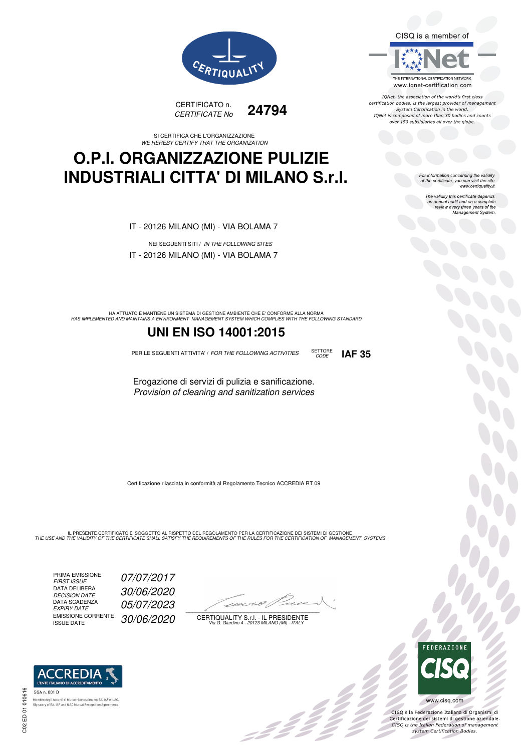CERTIQUALITY

CISQ is a member of

IQNet

THE INTERNATIONAL CERTIFICATION NETWORK

www.iqnet-certification.com

*IQNet, the association of the world's first class certification bodies, is the largest provider of management System Certification in the world. IQNet is composed of more than 30 bodies and counts over 150 subsidiaries all over the globe.*

CERTIFICATO n.
*CERTIFICATE No* **24794**

SI CERTIFICA CHE L'ORGANIZZAZIONE
*WE HEREBY CERTIFY THAT THE ORGANIZATION*

# O.P.I. ORGANIZZAZIONE PULIZIE INDUSTRIALI CITTA' DI MILANO S.r.l.

*For information concerning the validity of the certificate, you can visit the site www.certiquality.it*

*The validity this certificate depends on annual audit and on a complete review every three years of the Management System.*

IT - 20126 MILANO (MI) - VIA BOLAMA 7

NEI SEGUENTI SITI / *IN THE FOLLOWING SITES*

IT - 20126 MILANO (MI) - VIA BOLAMA 7

HA ATTUATO E MANTIENE UN SISTEMA DI GESTIONE AMBIENTE CHE E' CONFORME ALLA NORMA
*HAS IMPLEMENTED AND MAINTAINS A ENVIRONMENT MANAGEMENT SYSTEM WHICH COMPLIES WITH THE FOLLOWING STANDARD*

## UNI EN ISO 14001:2015

PER LE SEGUENTI ATTIVITA' / *FOR THE FOLLOWING ACTIVITIES* SETTORE *CODE* **IAF 35**

Erogazione di servizi di pulizia e sanificazione.
*Provision of cleaning and sanitization services*

Certificazione rilasciata in conformità al Regolamento Tecnico ACCREDIA RT 09

IL PRESENTE CERTIFICATO E' SOGGETTO AL RISPETTO DEL REGOLAMENTO PER LA CERTIFICAZIONE DEI SISTEMI DI GESTIONE
*THE USE AND THE VALIDITY OF THE CERTIFICATE SHALL SATISFY THE REQUIREMENTS OF THE RULES FOR THE CERTIFICATION OF MANAGEMENT SYSTEMS*

| | |
|---|---|
| PRIMA EMISSIONE *FIRST ISSUE* | *07/07/2017* |
| DATA DELIBERA *DECISION DATE* | *30/06/2020* |
| DATA SCADENZA *EXPIRY DATE* | *05/07/2023* |
| EMISSIONE CORRENTE *ISSUE DATE* | *30/06/2020* |

CERTIQUALITY S.r.l. - IL PRESIDENTE
*Via G. Giardino 4 - 20123 MILANO (MI) - ITALY*

ACCREDIA L'ENTE ITALIANO DI ACCREDITAMENTO

SGA n. 001 D

Membro degli Accordi di Mutuo riconoscimento EA, IAF e ILAC.
Signatory of EA, IAF and ILAC Mutual Recognition Agreements.

FEDERAZIONE CISQ

www.cisq.com

CISQ è la Federazione Italiana di Organismi di Certificazione dei sistemi di gestione aziendale.
*CISQ is the Italian Federation of management system Certification Bodies.*

C02 ED 01 010616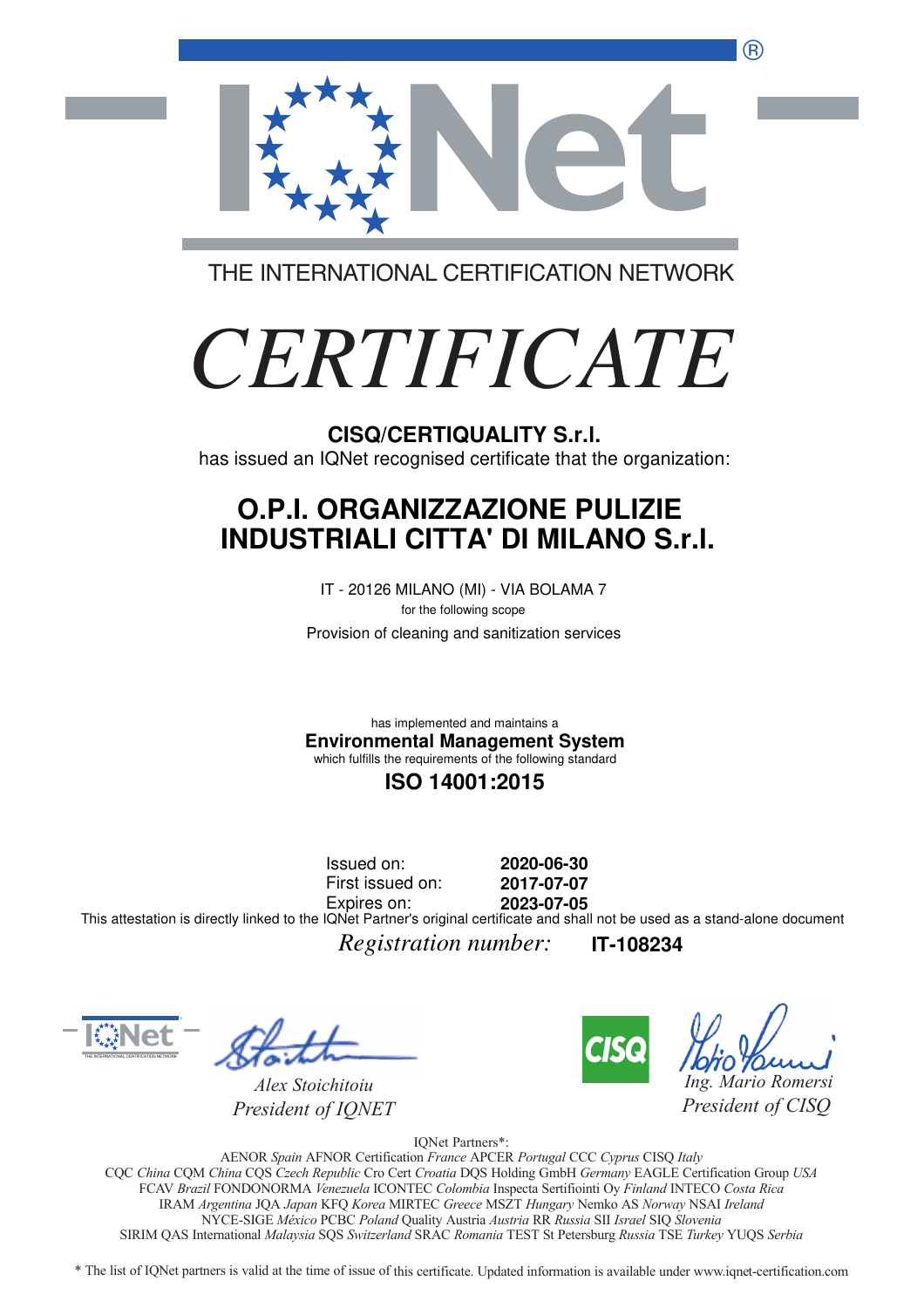THE INTERNATIONAL CERTIFICATION NETWORK

# *CERTIFICATE*

**CISQ/CERTIQUALITY S.r.l.**

has issued an IQNet recognised certificate that the organization:

## O.P.I. ORGANIZZAZIONE PULIZIE INDUSTRIALI CITTA' DI MILANO S.r.l.

IT - 20126 MILANO (MI) - VIA BOLAMA 7

for the following scope

Provision of cleaning and sanitization services

has implemented and maintains a

**Environmental Management System**

which fulfills the requirements of the following standard

**ISO 14001:2015**

Issued on: **2020-06-30**

First issued on: **2017-07-07**

Expires on: **2023-07-05**

This attestation is directly linked to the IQNet Partner's original certificate and shall not be used as a stand-alone document

*Registration number:* **IT-108234**

*Alex Stoichitoiu*
*President of IQNET*

*Ing. Mario Romersi*
*President of CISQ*

IQNet Partners*:

AENOR *Spain* AFNOR Certification *France* APCER *Portugal* CCC *Cyprus* CISQ *Italy*
CQC *China* CQM *China* CQS *Czech Republic* Cro Cert *Croatia* DQS Holding GmbH *Germany* EAGLE Certification Group *USA*
FCAV *Brazil* FONDONORMA *Venezuela* ICONTEC *Colombia* Inspecta Sertifiointi Oy *Finland* INTECO *Costa Rica*
IRAM *Argentina* JQA *Japan* KFQ *Korea* MIRTEC *Greece* MSZT *Hungary* Nemko AS *Norway* NSAI *Ireland*
NYCE-SIGE *México* PCBC *Poland* Quality Austria *Austria* RR *Russia* SII *Israel* SIQ *Slovenia*
SIRIM QAS International *Malaysia* SQS *Switzerland* SRAC *Romania* TEST St Petersburg *Russia* TSE *Turkey* YUQS *Serbia*

* The list of IQNet partners is valid at the time of issue of this certificate. Updated information is available under www.iqnet-certification.com